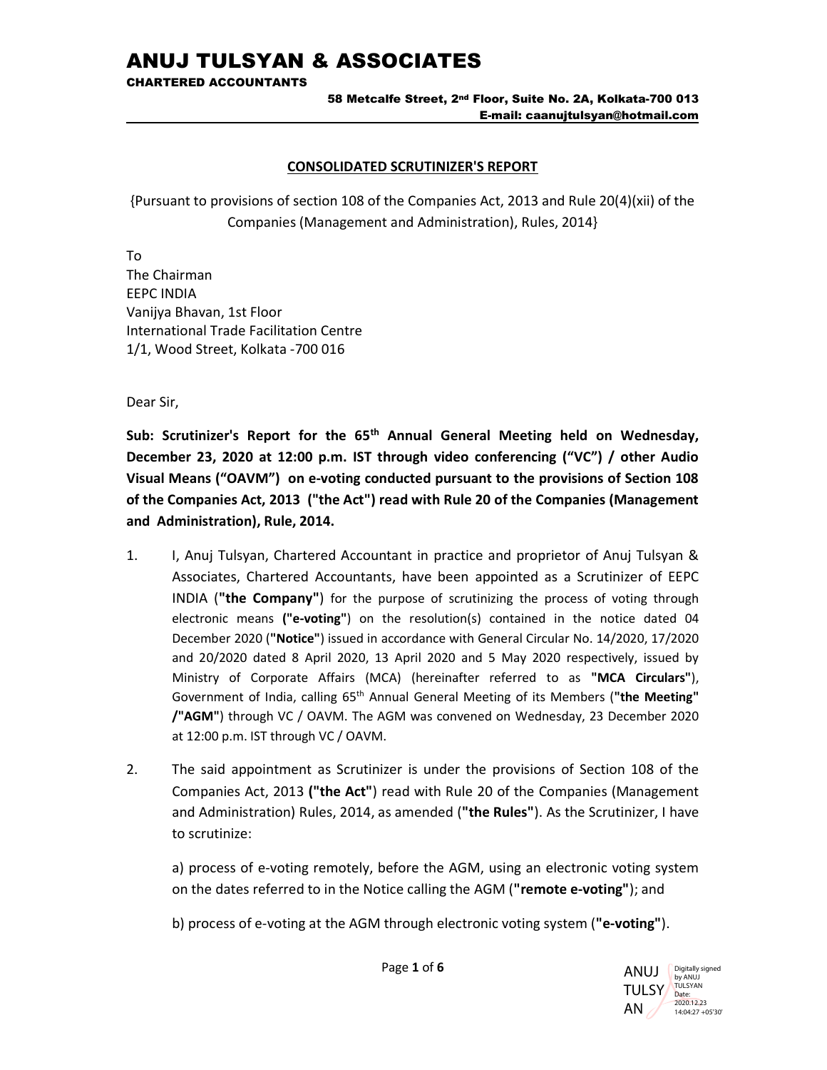# ANUJ TULSYAN & ASSOCIATES

**CHARTERED ACCOUNTANTS**

**58 Metcalfe Street, 2nd Floor, Suite No. 2A, Kolkata-700 013**
**E-mail: caanujtulsyan@hotmail.com**

---

## CONSOLIDATED SCRUTINIZER'S REPORT

{Pursuant to provisions of section 108 of the Companies Act, 2013 and Rule 20(4)(xii) of the Companies (Management and Administration), Rules, 2014}

To
The Chairman
EEPC INDIA
Vanijya Bhavan, 1st Floor
International Trade Facilitation Centre
1/1, Wood Street, Kolkata -700 016

Dear Sir,

**Sub: Scrutinizer's Report for the 65th Annual General Meeting held on Wednesday, December 23, 2020 at 12:00 p.m. IST through video conferencing ("VC") / other Audio Visual Means ("OAVM") on e-voting conducted pursuant to the provisions of Section 108 of the Companies Act, 2013 ("the Act") read with Rule 20 of the Companies (Management and Administration), Rule, 2014.**

1. I, Anuj Tulsyan, Chartered Accountant in practice and proprietor of Anuj Tulsyan & Associates, Chartered Accountants, have been appointed as a Scrutinizer of EEPC INDIA (**"the Company"**) for the purpose of scrutinizing the process of voting through electronic means (**"e-voting"**) on the resolution(s) contained in the notice dated 04 December 2020 (**"Notice"**) issued in accordance with General Circular No. 14/2020, 17/2020 and 20/2020 dated 8 April 2020, 13 April 2020 and 5 May 2020 respectively, issued by Ministry of Corporate Affairs (MCA) (hereinafter referred to as **"MCA Circulars"**), Government of India, calling 65th Annual General Meeting of its Members (**"the Meeting" /"AGM"**) through VC / OAVM. The AGM was convened on Wednesday, 23 December 2020 at 12:00 p.m. IST through VC / OAVM.

2. The said appointment as Scrutinizer is under the provisions of Section 108 of the Companies Act, 2013 (**"the Act"**) read with Rule 20 of the Companies (Management and Administration) Rules, 2014, as amended (**"the Rules"**). As the Scrutinizer, I have to scrutinize:

   a) process of e-voting remotely, before the AGM, using an electronic voting system on the dates referred to in the Notice calling the AGM (**"remote e-voting"**); and

   b) process of e-voting at the AGM through electronic voting system (**"e-voting"**).

ANUJ TULSYAN — Digitally signed by ANUJ TULSYAN Date: 2020.12.23 14:04:27 +05'30'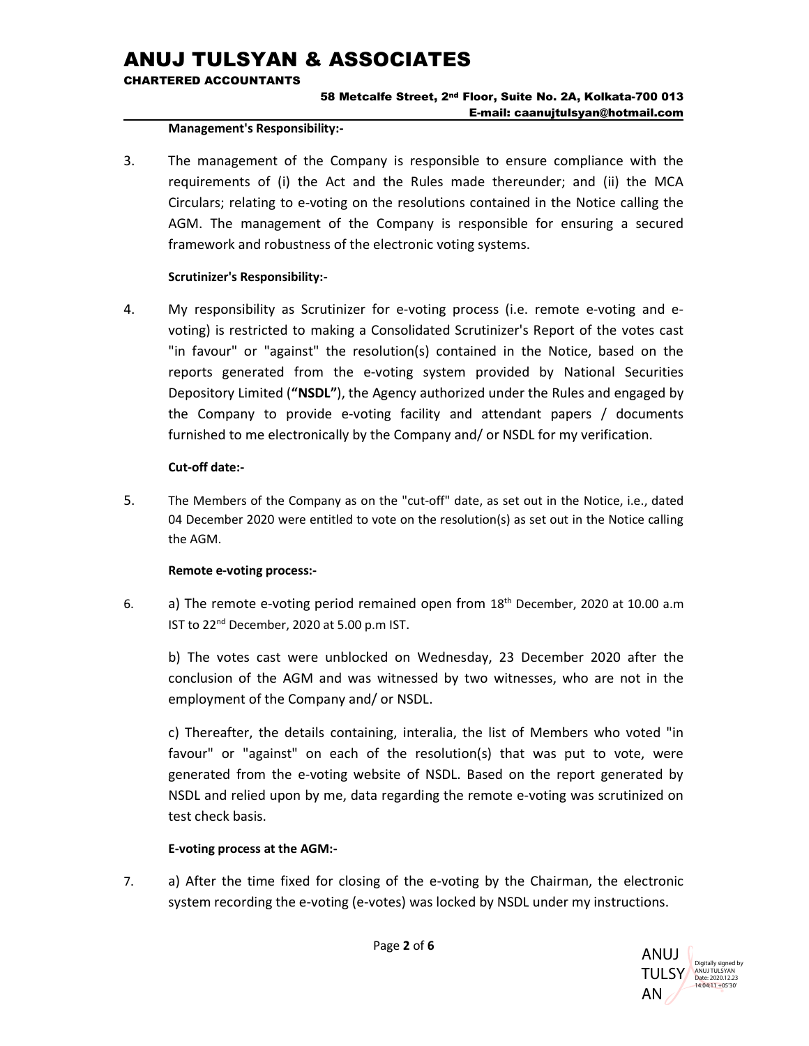**Management's Responsibility:-**

3. The management of the Company is responsible to ensure compliance with the requirements of (i) the Act and the Rules made thereunder; and (ii) the MCA Circulars; relating to e-voting on the resolutions contained in the Notice calling the AGM. The management of the Company is responsible for ensuring a secured framework and robustness of the electronic voting systems.

**Scrutinizer's Responsibility:-**

4. My responsibility as Scrutinizer for e-voting process (i.e. remote e-voting and e-voting) is restricted to making a Consolidated Scrutinizer's Report of the votes cast "in favour" or "against" the resolution(s) contained in the Notice, based on the reports generated from the e-voting system provided by National Securities Depository Limited (**"NSDL"**), the Agency authorized under the Rules and engaged by the Company to provide e-voting facility and attendant papers / documents furnished to me electronically by the Company and/ or NSDL for my verification.

**Cut-off date:-**

5. The Members of the Company as on the "cut-off" date, as set out in the Notice, i.e., dated 04 December 2020 were entitled to vote on the resolution(s) as set out in the Notice calling the AGM.

**Remote e-voting process:-**

6. a) The remote e-voting period remained open from 18th December, 2020 at 10.00 a.m IST to 22nd December, 2020 at 5.00 p.m IST.

   b) The votes cast were unblocked on Wednesday, 23 December 2020 after the conclusion of the AGM and was witnessed by two witnesses, who are not in the employment of the Company and/ or NSDL.

   c) Thereafter, the details containing, interalia, the list of Members who voted "in favour" or "against" on each of the resolution(s) that was put to vote, were generated from the e-voting website of NSDL. Based on the report generated by NSDL and relied upon by me, data regarding the remote e-voting was scrutinized on test check basis.

**E-voting process at the AGM:-**

7. a) After the time fixed for closing of the e-voting by the Chairman, the electronic system recording the e-voting (e-votes) was locked by NSDL under my instructions.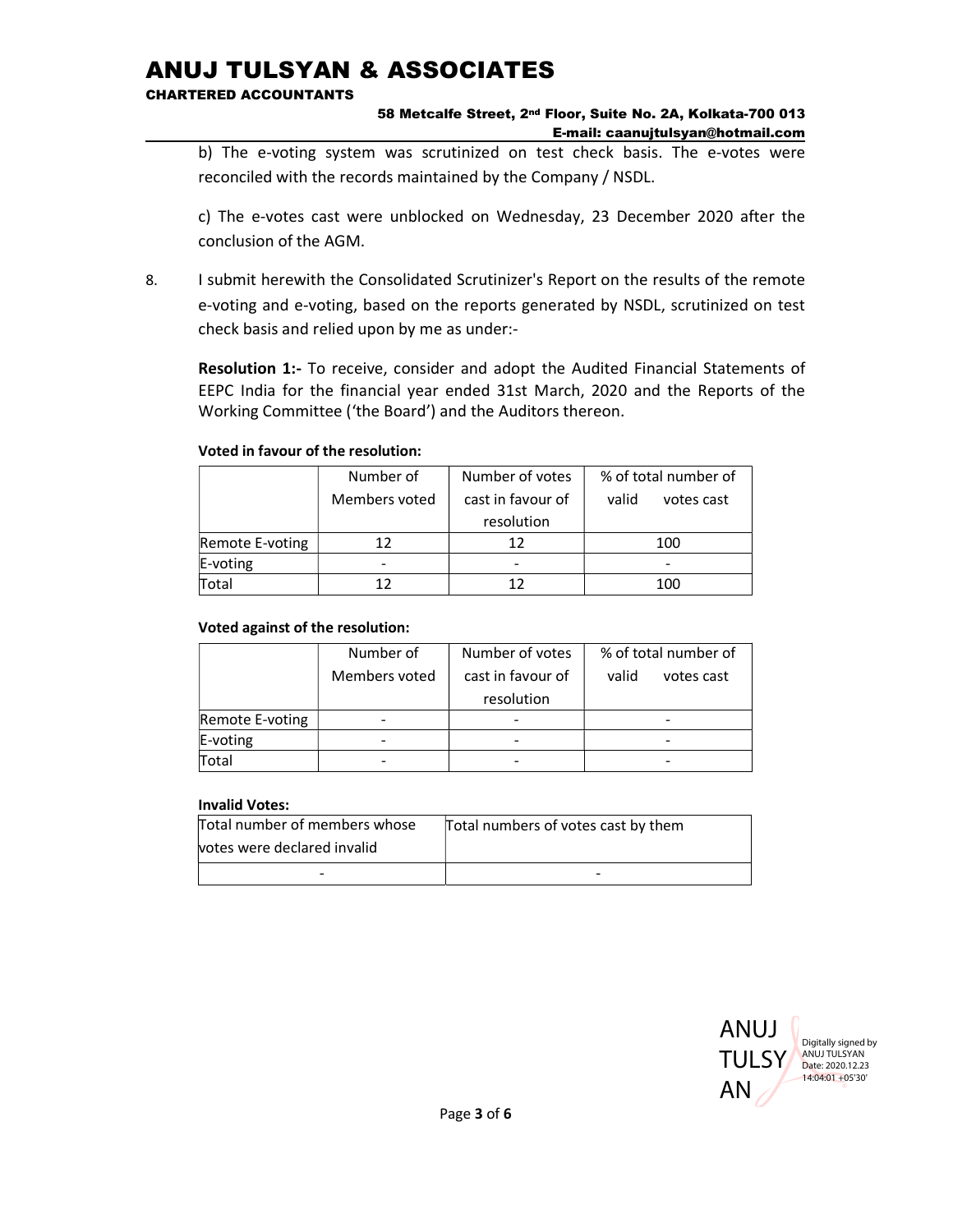b) The e-voting system was scrutinized on test check basis. The e-votes were reconciled with the records maintained by the Company / NSDL.

c) The e-votes cast were unblocked on Wednesday, 23 December 2020 after the conclusion of the AGM.

8. I submit herewith the Consolidated Scrutinizer's Report on the results of the remote e-voting and e-voting, based on the reports generated by NSDL, scrutinized on test check basis and relied upon by me as under:-

**Resolution 1:-** To receive, consider and adopt the Audited Financial Statements of EEPC India for the financial year ended 31st March, 2020 and the Reports of the Working Committee ('the Board') and the Auditors thereon.

**Voted in favour of the resolution:**

| | Number of Members voted | Number of votes cast in favour of resolution | % of total number of valid votes cast |
|---|---|---|---|
| Remote E-voting | 12 | 12 | 100 |
| E-voting | - | - | - |
| Total | 12 | 12 | 100 |

**Voted against of the resolution:**

| | Number of Members voted | Number of votes cast in favour of resolution | % of total number of valid votes cast |
|---|---|---|---|
| Remote E-voting | - | - | - |
| E-voting | - | - | - |
| Total | - | - | - |

**Invalid Votes:**

| Total number of members whose votes were declared invalid | Total numbers of votes cast by them |
|---|---|
| - | - |

ANUJ TULSYAN
Digitally signed by ANUJ TULSYAN
Date: 2020.12.23 14:04:01 +05'30'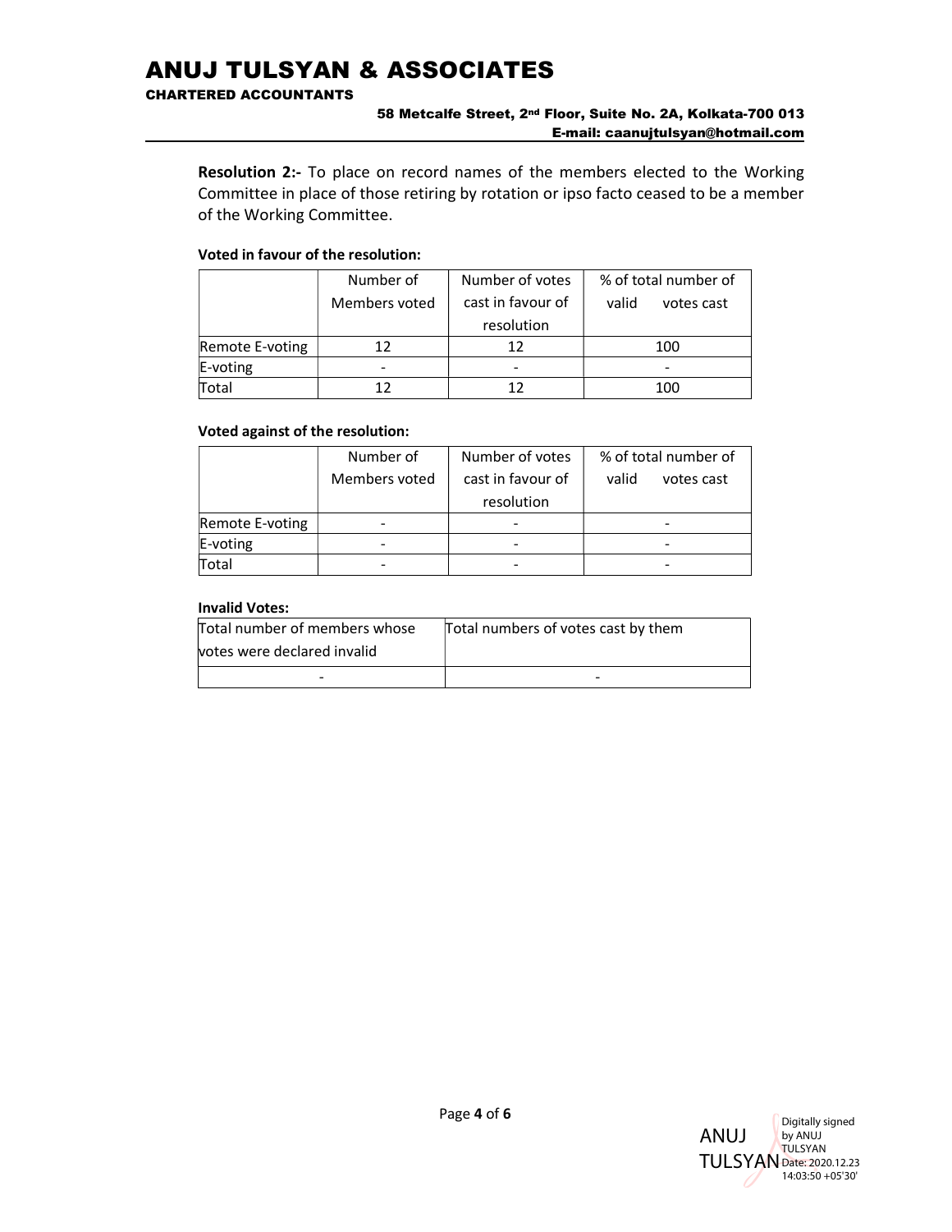**Resolution 2:-** To place on record names of the members elected to the Working Committee in place of those retiring by rotation or ipso facto ceased to be a member of the Working Committee.

**Voted in favour of the resolution:**

| | Number of Members voted | Number of votes cast in favour of resolution | % of total number of valid votes cast |
|---|---|---|---|
| Remote E-voting | 12 | 12 | 100 |
| E-voting | - | - | - |
| Total | 12 | 12 | 100 |

**Voted against of the resolution:**

| | Number of Members voted | Number of votes cast in favour of resolution | % of total number of valid votes cast |
|---|---|---|---|
| Remote E-voting | - | - | - |
| E-voting | - | - | - |
| Total | - | - | - |

**Invalid Votes:**

| Total number of members whose votes were declared invalid | Total numbers of votes cast by them |
|---|---|
| - | - |

ANUJ TULSYAN
Digitally signed by ANUJ TULSYAN Date: 2020.12.23 14:03:50 +05'30'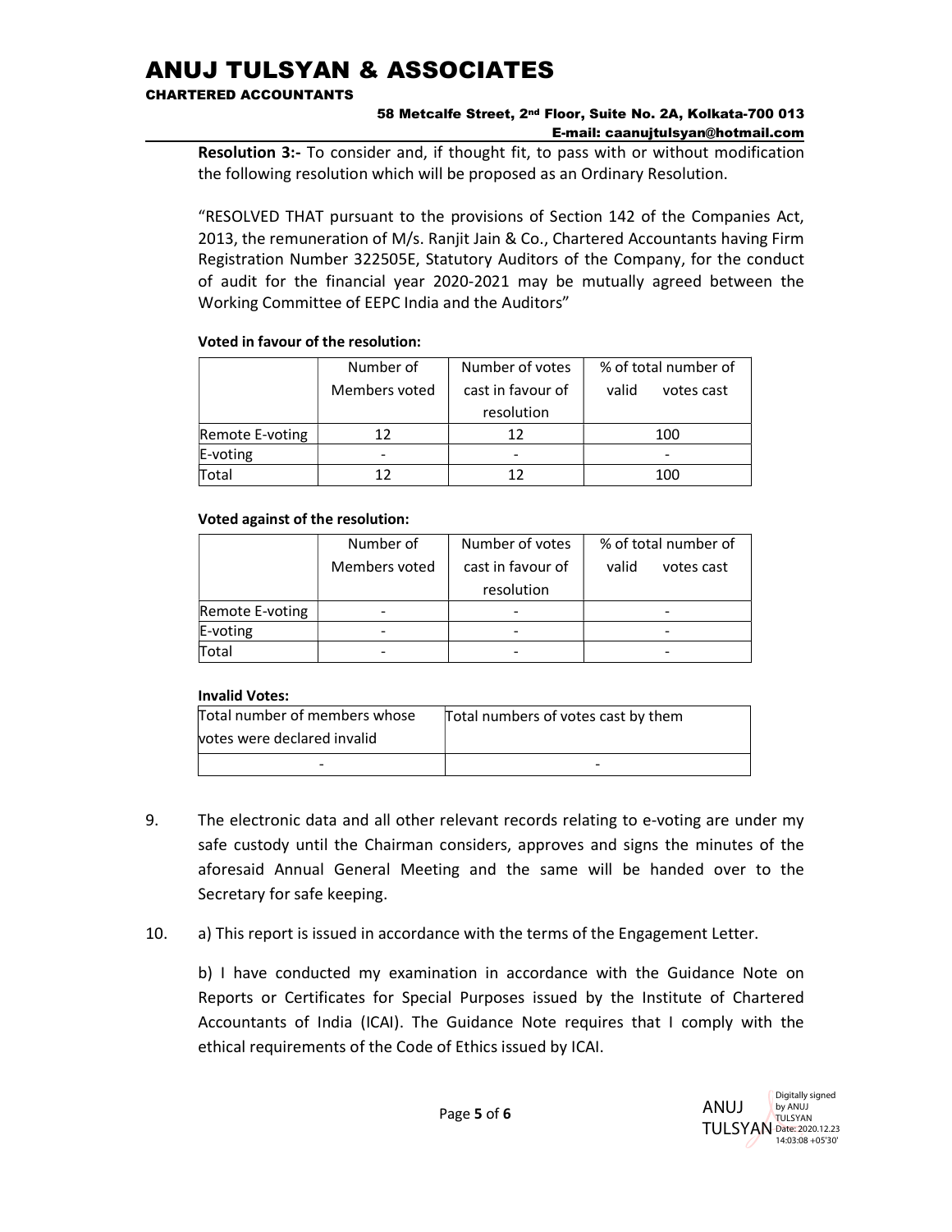**Resolution 3:-** To consider and, if thought fit, to pass with or without modification the following resolution which will be proposed as an Ordinary Resolution.

"RESOLVED THAT pursuant to the provisions of Section 142 of the Companies Act, 2013, the remuneration of M/s. Ranjit Jain & Co., Chartered Accountants having Firm Registration Number 322505E, Statutory Auditors of the Company, for the conduct of audit for the financial year 2020-2021 may be mutually agreed between the Working Committee of EEPC India and the Auditors"

**Voted in favour of the resolution:**

| | Number of Members voted | Number of votes cast in favour of resolution | % of total number of valid votes cast |
|---|---|---|---|
| Remote E-voting | 12 | 12 | 100 |
| E-voting | - | - | - |
| Total | 12 | 12 | 100 |

**Voted against of the resolution:**

| | Number of Members voted | Number of votes cast in favour of resolution | % of total number of valid votes cast |
|---|---|---|---|
| Remote E-voting | - | - | - |
| E-voting | - | - | - |
| Total | - | - | - |

**Invalid Votes:**

| Total number of members whose votes were declared invalid | Total numbers of votes cast by them |
|---|---|
| - | - |

9. The electronic data and all other relevant records relating to e-voting are under my safe custody until the Chairman considers, approves and signs the minutes of the aforesaid Annual General Meeting and the same will be handed over to the Secretary for safe keeping.

10. a) This report is issued in accordance with the terms of the Engagement Letter.

    b) I have conducted my examination in accordance with the Guidance Note on Reports or Certificates for Special Purposes issued by the Institute of Chartered Accountants of India (ICAI). The Guidance Note requires that I comply with the ethical requirements of the Code of Ethics issued by ICAI.

ANUJ TULSYAN Digitally signed by ANUJ TULSYAN Date: 2020.12.23 14:03:08 +05'30'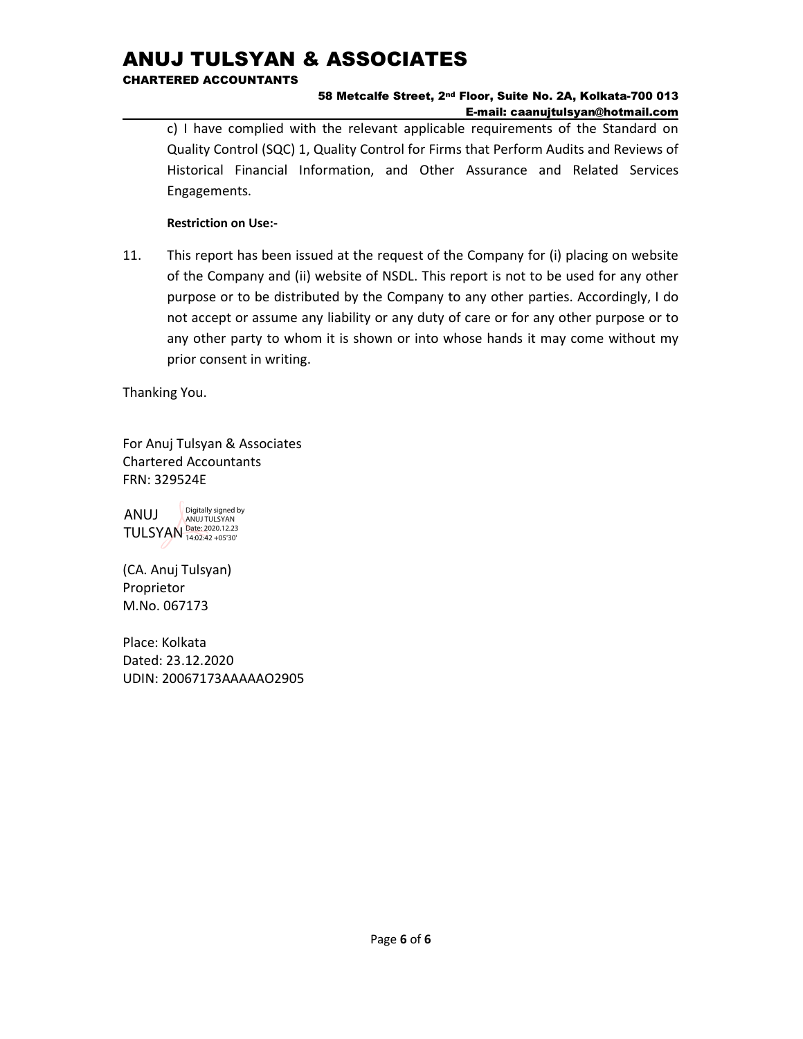c) I have complied with the relevant applicable requirements of the Standard on Quality Control (SQC) 1, Quality Control for Firms that Perform Audits and Reviews of Historical Financial Information, and Other Assurance and Related Services Engagements.

**Restriction on Use:-**

11. This report has been issued at the request of the Company for (i) placing on website of the Company and (ii) website of NSDL. This report is not to be used for any other purpose or to be distributed by the Company to any other parties. Accordingly, I do not accept or assume any liability or any duty of care or for any other purpose or to any other party to whom it is shown or into whose hands it may come without my prior consent in writing.

Thanking You.

For Anuj Tulsyan & Associates
Chartered Accountants
FRN: 329524E

ANUJ TULSYAN
Digitally signed by ANUJ TULSYAN
Date: 2020.12.23 14:02:42 +05'30'

(CA. Anuj Tulsyan)
Proprietor
M.No. 067173

Place: Kolkata
Dated: 23.12.2020
UDIN: 20067173AAAAAO2905